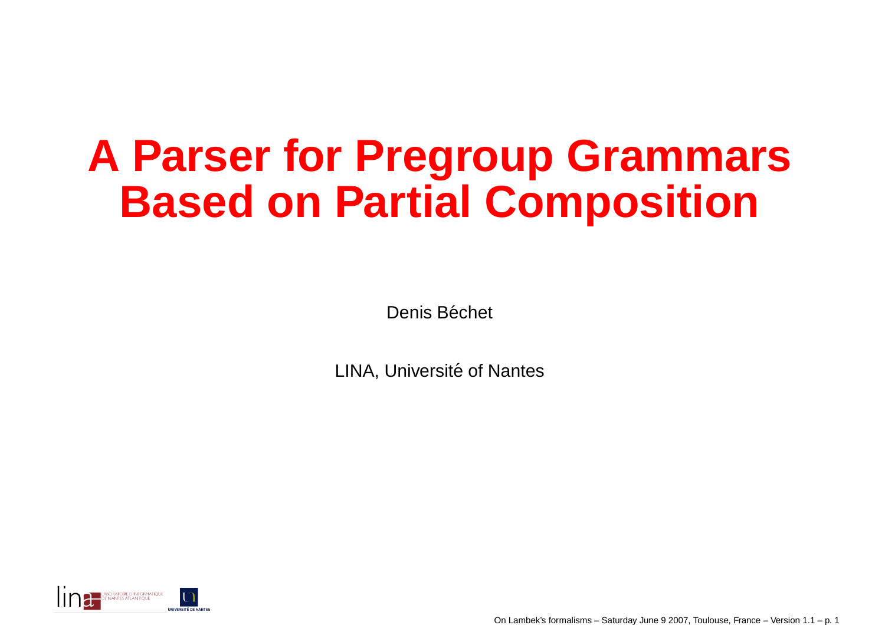# A Parser for Pregroup Grammars Based on Partial Composition

Denis Béchet

LINA, Université of Nantes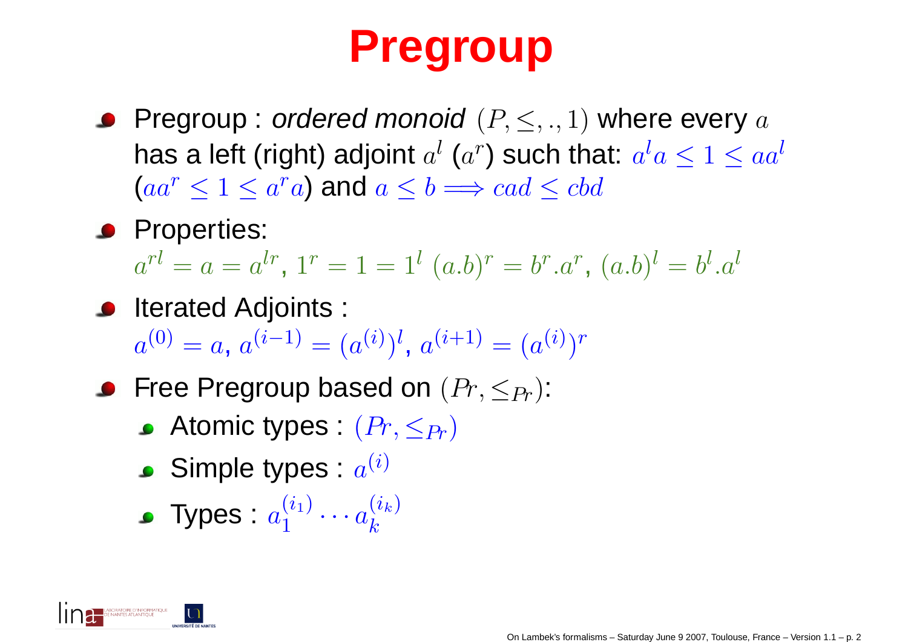# Pregroup

- Pregroup : *ordered monoid* $(P, \leq, ., 1)$ where every $a$ has a left (right) adjoint $a^l$ ($a^r$) such that: $a^l a \leq 1 \leq a a^l$ ($a a^r \leq 1 \leq a^r a$) and $a \leq b \Longrightarrow cad \leq cbd$
- Properties:
  $a^{rl} = a = a^{lr}$, $1^r = 1 = 1^l$ $(a.b)^r = b^r.a^r$, $(a.b)^l = b^l.a^l$
- Iterated Adjoints :
  $a^{(0)} = a$, $a^{(i-1)} = (a^{(i)})^l$, $a^{(i+1)} = (a^{(i)})^r$
- Free Pregroup based on $(Pr, \leq_{Pr})$:
  - Atomic types : $(Pr, \leq_{Pr})$
  - Simple types : $a^{(i)}$
  - Types : $a_1^{(i_1)} \cdots a_k^{(i_k)}$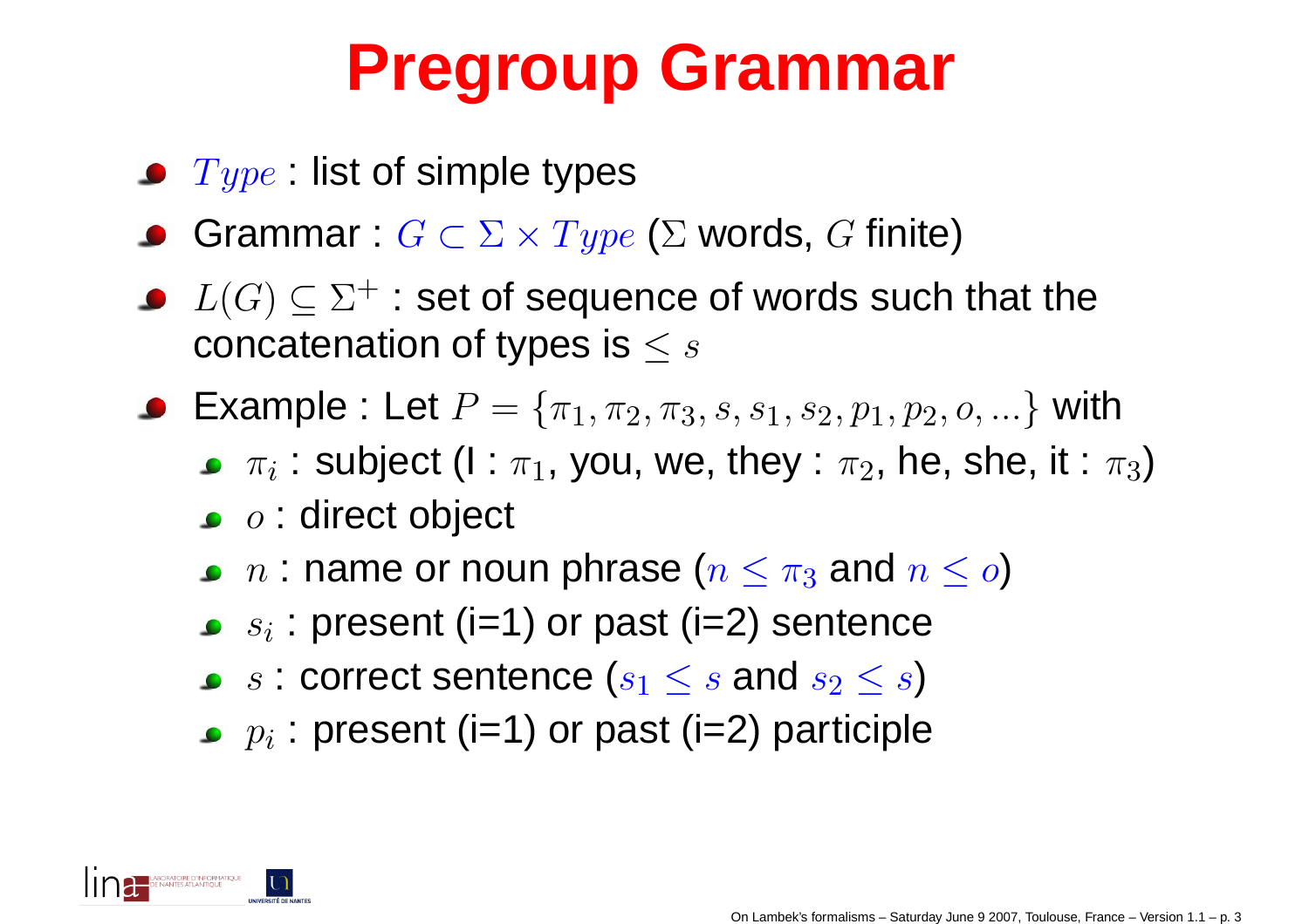# Pregroup Grammar

- $Type$ : list of simple types
- Grammar : $G \subset \Sigma \times Type$ ($\Sigma$ words, $G$ finite)
- $L(G) \subseteq \Sigma^+$ : set of sequence of words such that the concatenation of types is $\leq s$
- Example : Let $P = \{\pi_1, \pi_2, \pi_3, s, s_1, s_2, p_1, p_2, o, ...\}$ with
  - $\pi_i$ : subject (I : $\pi_1$, you, we, they : $\pi_2$, he, she, it : $\pi_3$)
  - $o$ : direct object
  - $n$ : name or noun phrase ($n \leq \pi_3$ and $n \leq o$)
  - $s_i$ : present (i=1) or past (i=2) sentence
  - $s$ : correct sentence ($s_1 \leq s$ and $s_2 \leq s$)
  - $p_i$ : present (i=1) or past (i=2) participle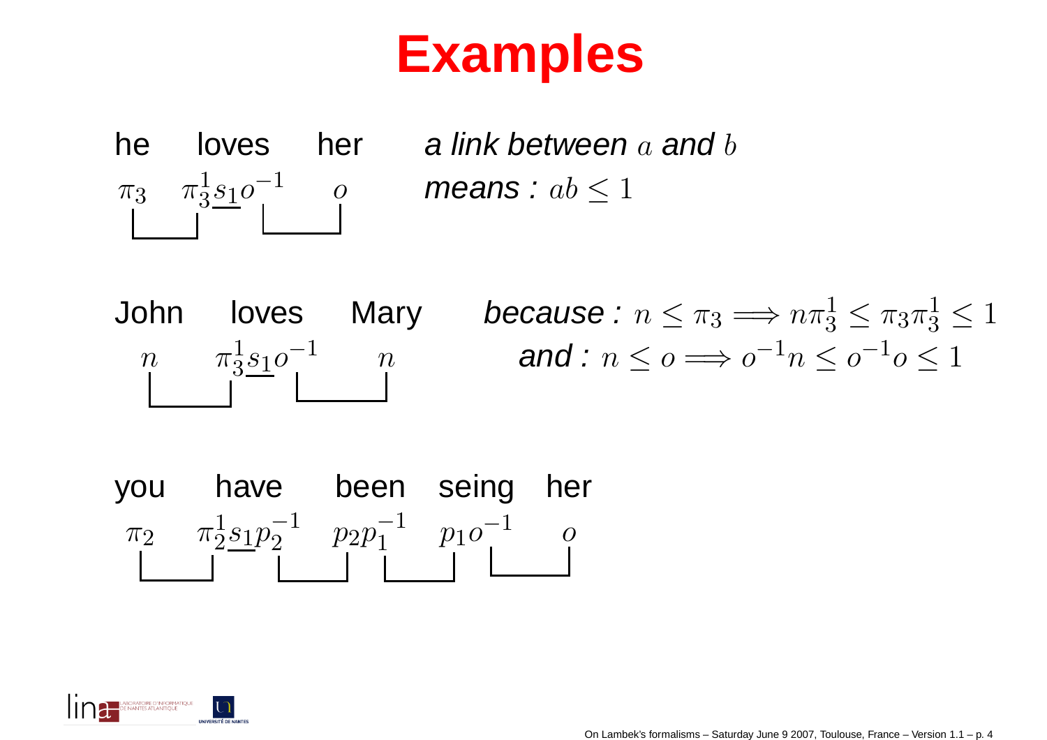# Examples

he loves her

$\pi_3 \quad \pi_3^1 \underline{s_1} o^{-1} \quad o$

*a link between* $a$ *and* $b$ *means :* $ab \leq 1$

John loves Mary

$n \quad \pi_3^1 \underline{s_1} o^{-1} \quad n$

*because :* $n \leq \pi_3 \Longrightarrow n\pi_3^1 \leq \pi_3\pi_3^1 \leq 1$

*and :* $n \leq o \Longrightarrow o^{-1}n \leq o^{-1}o \leq 1$

you have been seing her

$\pi_2 \quad \pi_2^1 \underline{s_1} p_2^{-1} \quad p_2 p_1^{-1} \quad p_1 o^{-1} \quad o$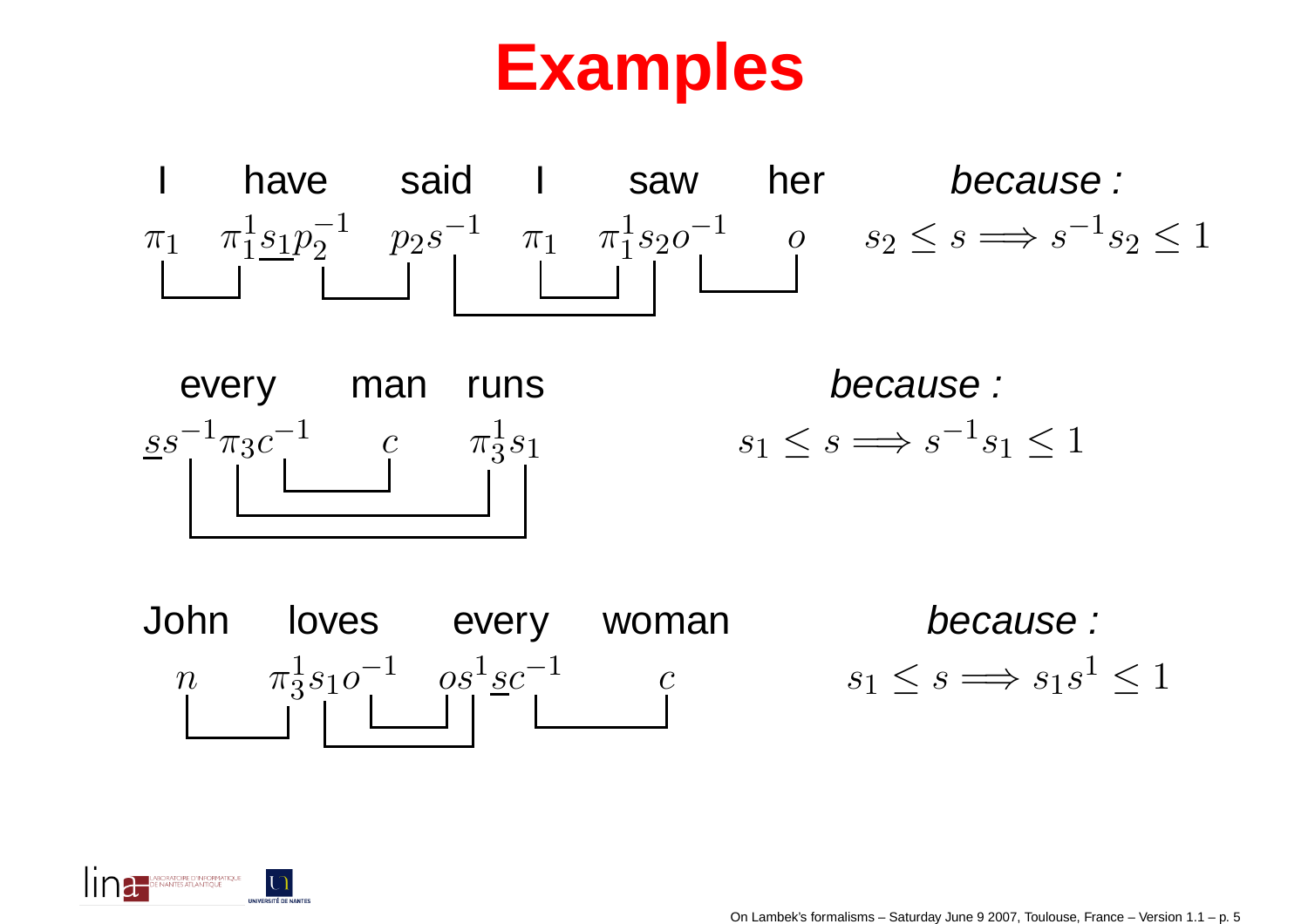# Examples

I have said I saw her

$\pi_1 \quad \pi_1^1 \underline{s_1} p_2^{-1} \quad p_2 s^{-1} \quad \pi_1 \quad \pi_1^1 s_2 o^{-1} \quad o$

*because :* $s_2 \leq s \Longrightarrow s^{-1} s_2 \leq 1$

every man runs

$\underline{s} s^{-1} \pi_3 c^{-1} \quad c \quad \pi_3^1 s_1$

*because :* $s_1 \leq s \Longrightarrow s^{-1} s_1 \leq 1$

John loves every woman

$n \quad \pi_3^1 s_1 o^{-1} \quad o s^1 \underline{s} c^{-1} \quad c$

*because :* $s_1 \leq s \Longrightarrow s_1 s^1 \leq 1$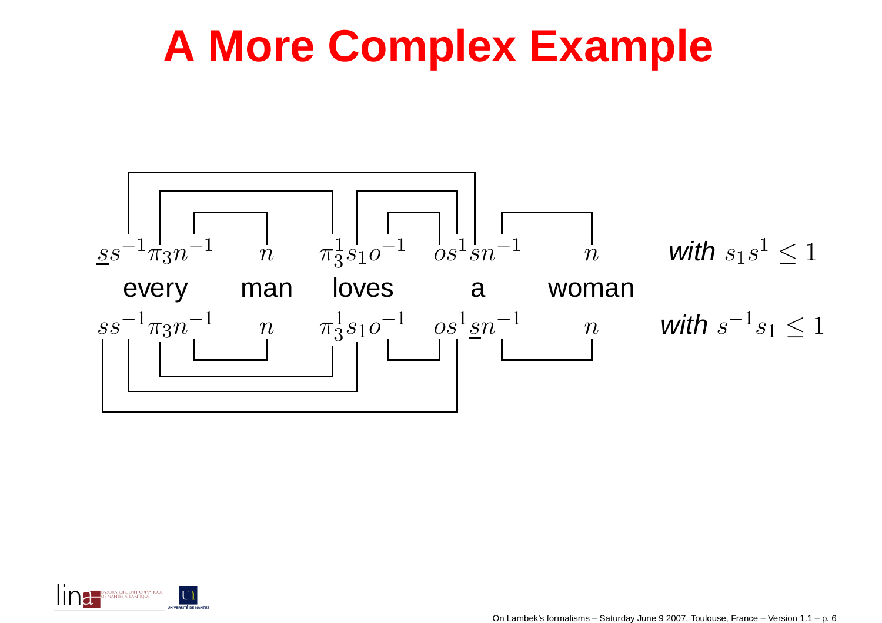# A More Complex Example

$\underline{s}s^{-1}\pi_3 n^{-1}$ $n$ $\pi_3^1 s_1 o^{-1}$ $os^1 sn^{-1}$ $n$ *with* $s_1 s^1 \leq 1$

every man loves a woman

$ss^{-1}\pi_3 n^{-1}$ $n$ $\pi_3^1 s_1 o^{-1}$ $os^1 \underline{s}n^{-1}$ $n$ *with* $s^{-1} s_1 \leq 1$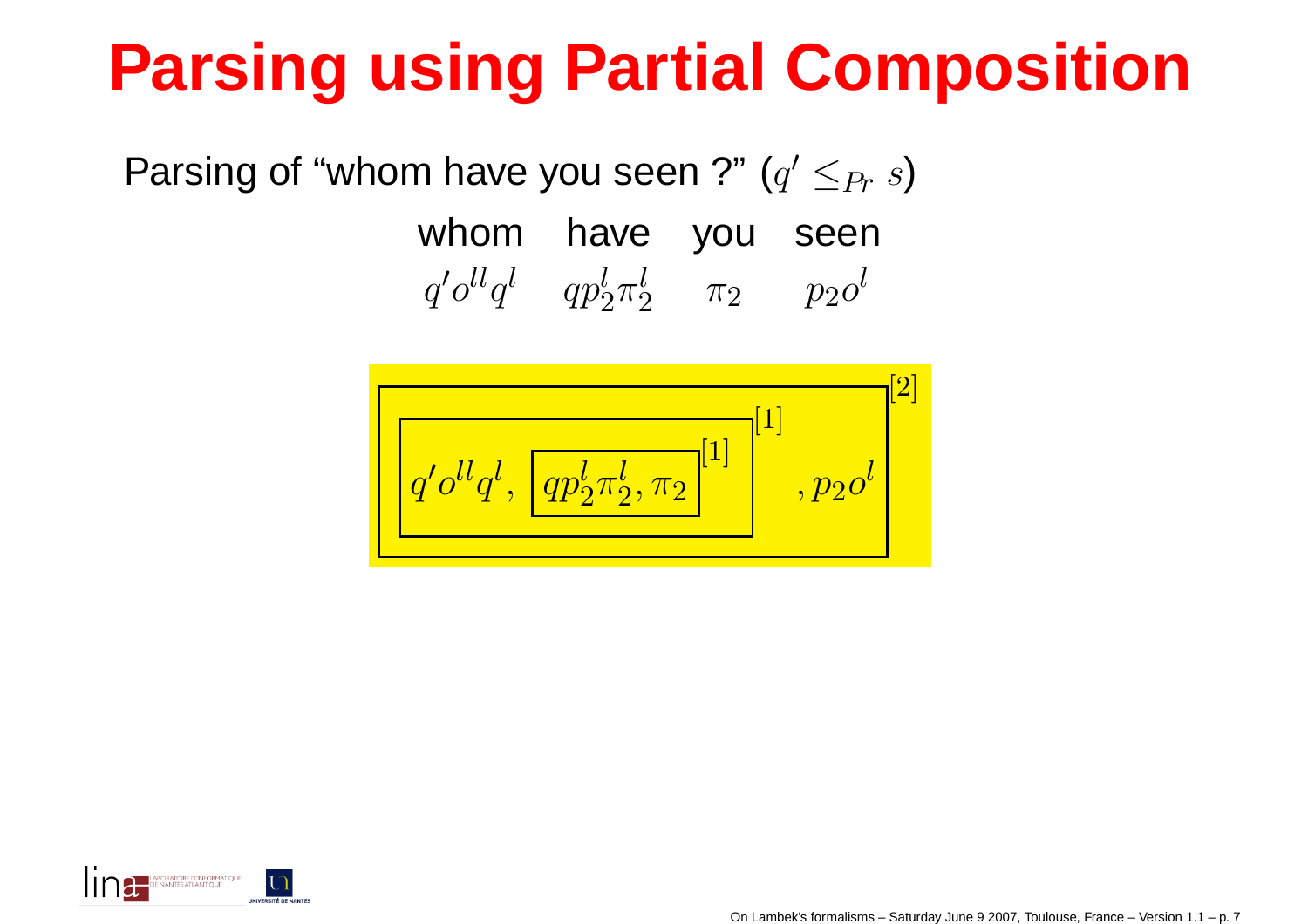# Parsing using Partial Composition

Parsing of "whom have you seen ?" ($q' \leq_{Pr} s$)

| whom | have | you | seen |
|---|---|---|---|
| $q' o^{ll} q^l$ | $q p_2^l \pi_2^l$ | $\pi_2$ | $p_2 o^l$ |

$$\boxed{\boxed{q' o^{ll} q^l, \ \boxed{q p_2^l \pi_2^l, \pi_2}^{[1]}}^{[1]} , p_2 o^l}^{[2]}$$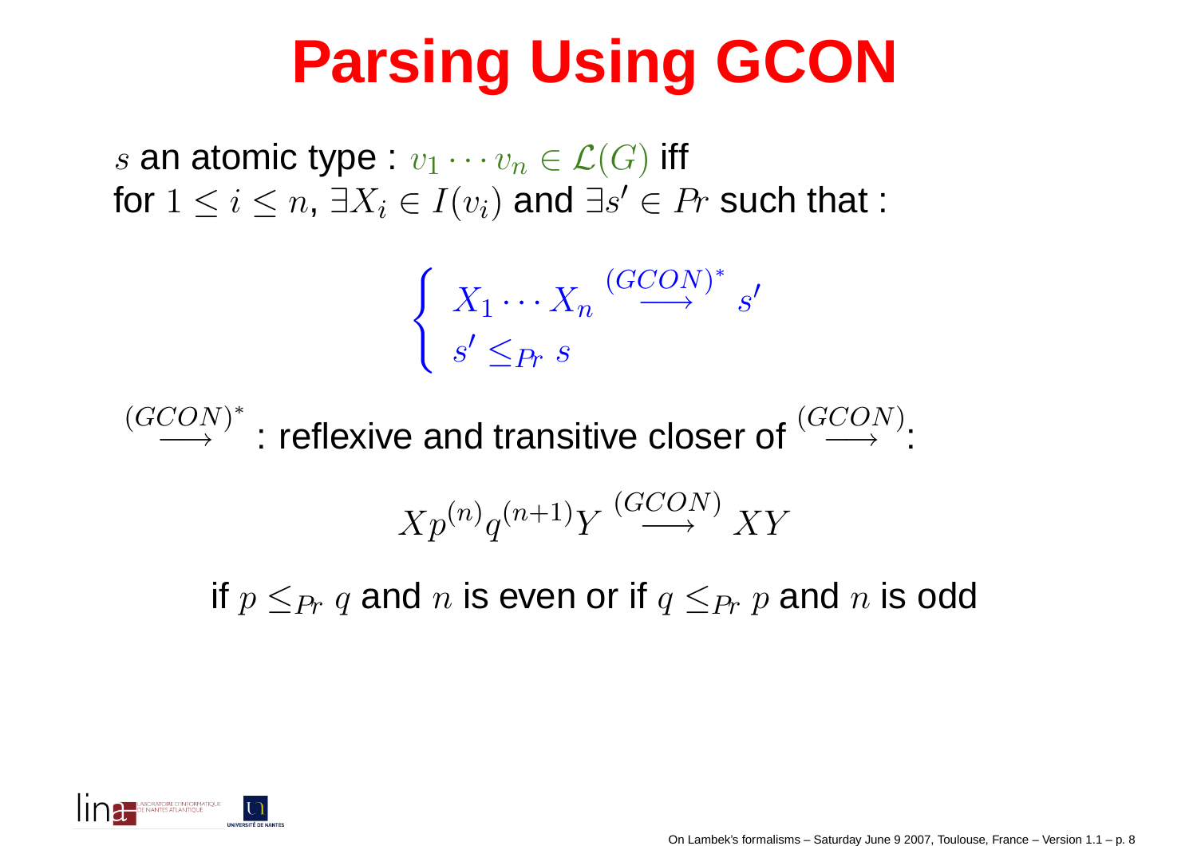# Parsing Using GCON

$s$ an atomic type : $v_1 \cdots v_n \in \mathcal{L}(G)$ iff
for $1 \leq i \leq n$, $\exists X_i \in I(v_i)$ and $\exists s' \in Pr$ such that :

$$\begin{cases} X_1 \cdots X_n \stackrel{(GCON)^*}{\longrightarrow} s' \\ s' \leq_{Pr} s \end{cases}$$

$\stackrel{(GCON)^*}{\longrightarrow}$ : reflexive and transitive closer of $\stackrel{(GCON)}{\longrightarrow}$:

$$Xp^{(n)}q^{(n+1)}Y \stackrel{(GCON)}{\longrightarrow} XY$$

if $p \leq_{Pr} q$ and $n$ is even or if $q \leq_{Pr} p$ and $n$ is odd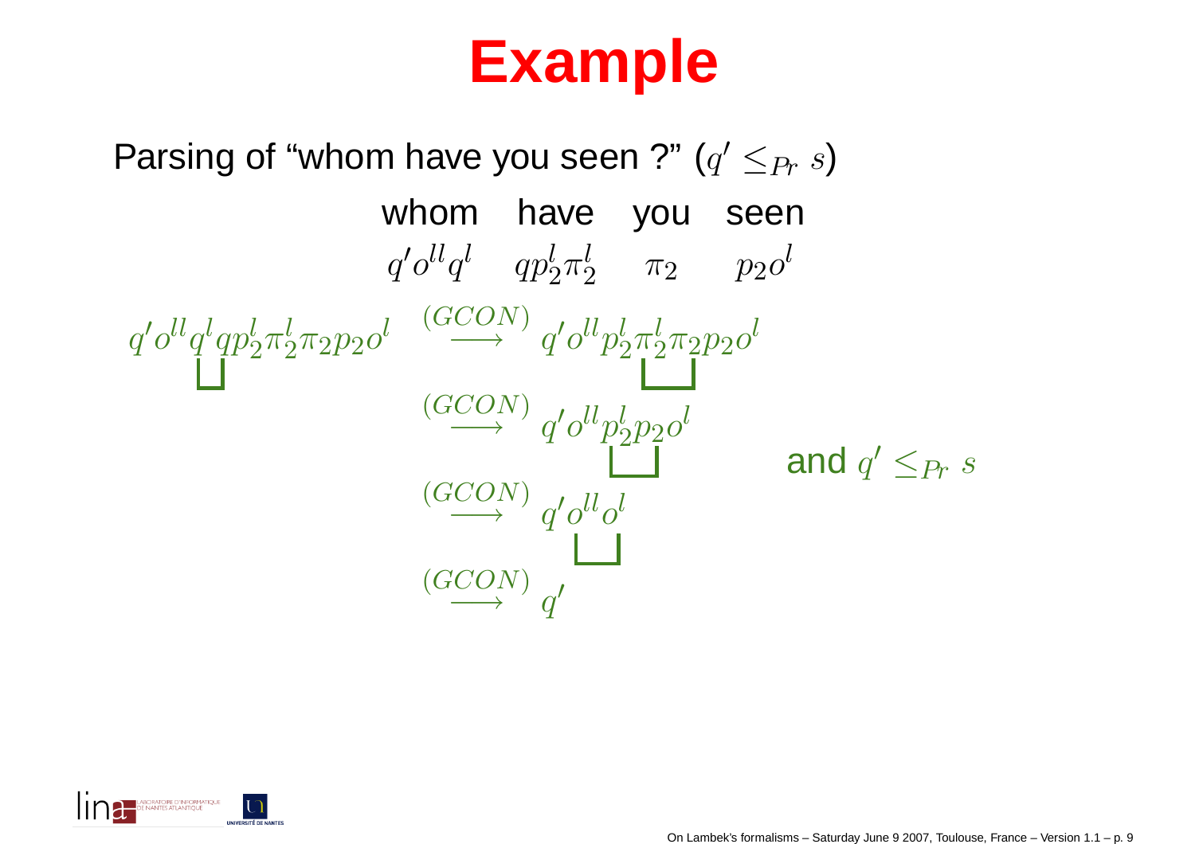# Example

Parsing of “whom have you seen ?” ($q' \leq_{Pr} s$)

| whom | have | you | seen |
|---|---|---|---|
| $q' o^{ll} q^l$ | $q p_2^l \pi_2^l$ | $\pi_2$ | $p_2 o^l$ |

$$q' o^{ll} q^l q p_2^l \pi_2^l \pi_2 p_2 o^l \xrightarrow{(GCON)} q' o^{ll} p_2^l \pi_2^l \pi_2 p_2 o^l$$

$$\xrightarrow{(GCON)} q' o^{ll} p_2^l p_2 o^l$$

$$\xrightarrow{(GCON)} q' o^{ll} o^l$$

$$\xrightarrow{(GCON)} q'$$

and $q' \leq_{Pr} s$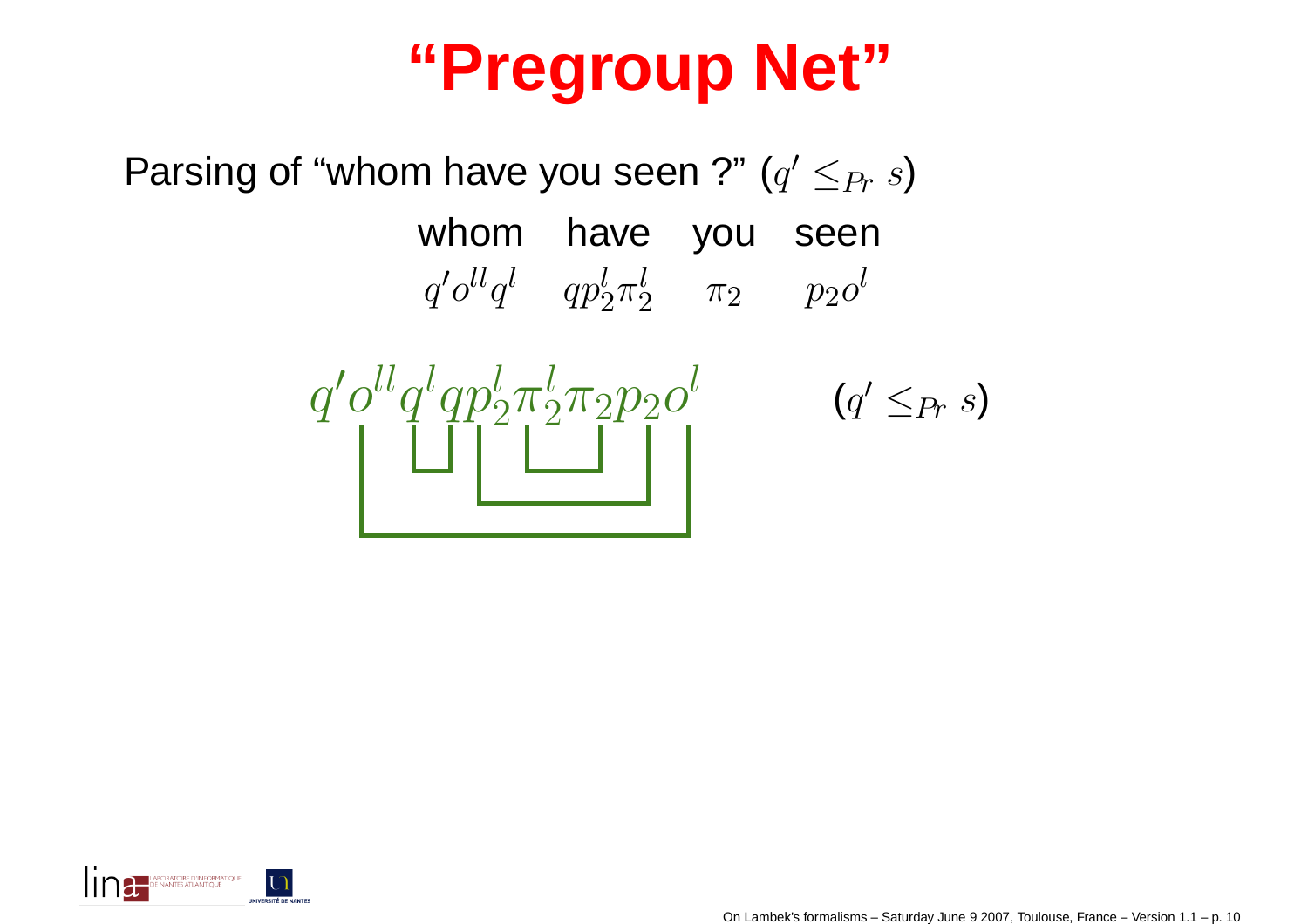# "Pregroup Net"

Parsing of "whom have you seen ?" ($q' \leq_{Pr} s$)

| whom | have | you | seen |
|---|---|---|---|
| $q' o^{ll} q^l$ | $q p_2^l \pi_2^l$ | $\pi_2$ | $p_2 o^l$ |

$$q' o^{ll} q^l q p_2^l \pi_2^l \pi_2 p_2 o^l \qquad (q' \leq_{Pr} s)$$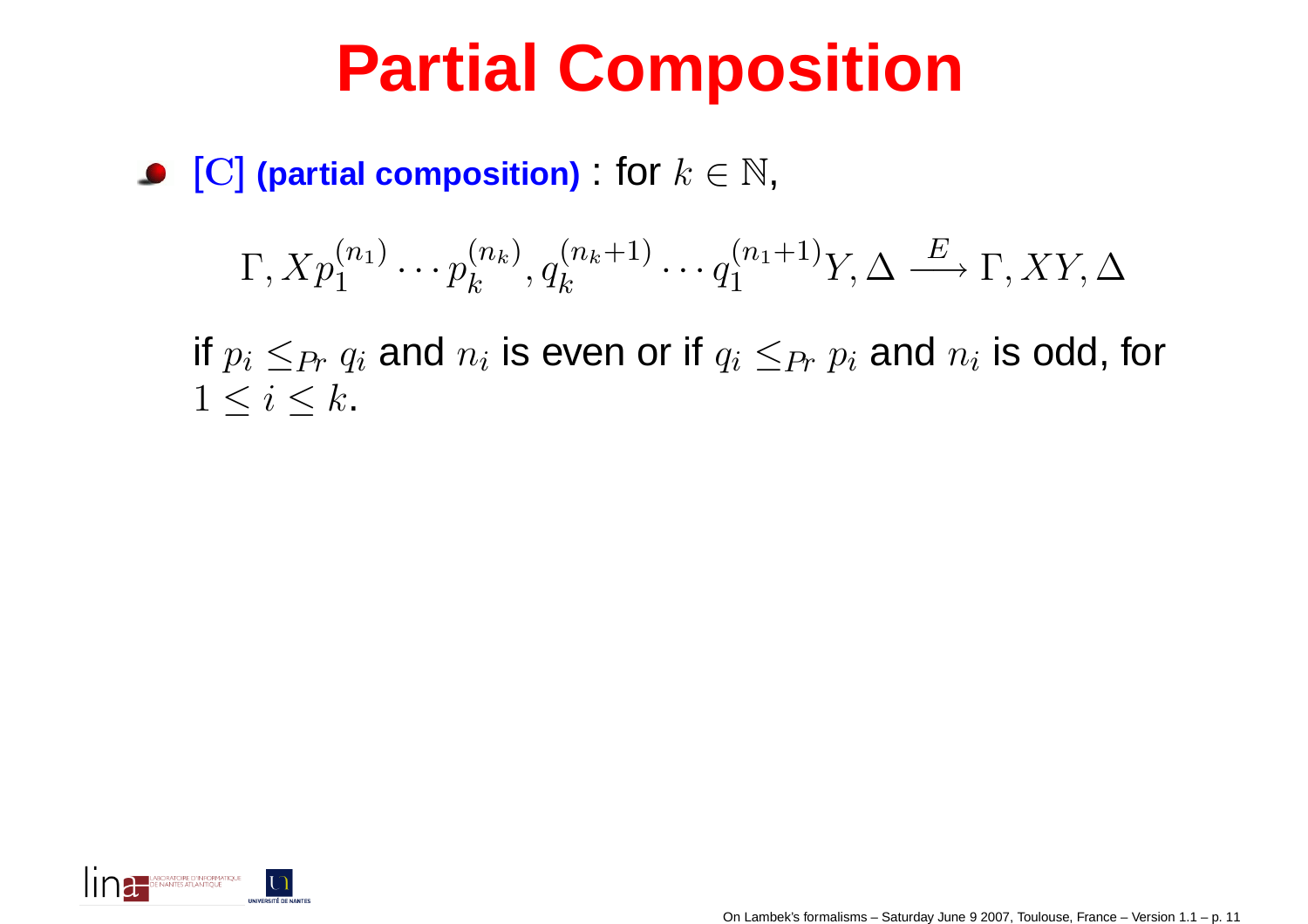# Partial Composition

- $[\mathrm{C}]$ **(partial composition)** : for $k \in \mathbb{N}$,

$$\Gamma, Xp_1^{(n_1)} \cdots p_k^{(n_k)}, q_k^{(n_k+1)} \cdots q_1^{(n_1+1)}Y, \Delta \xrightarrow{E} \Gamma, XY, \Delta$$

  if $p_i \leq_{Pr} q_i$ and $n_i$ is even or if $q_i \leq_{Pr} p_i$ and $n_i$ is odd, for $1 \leq i \leq k$.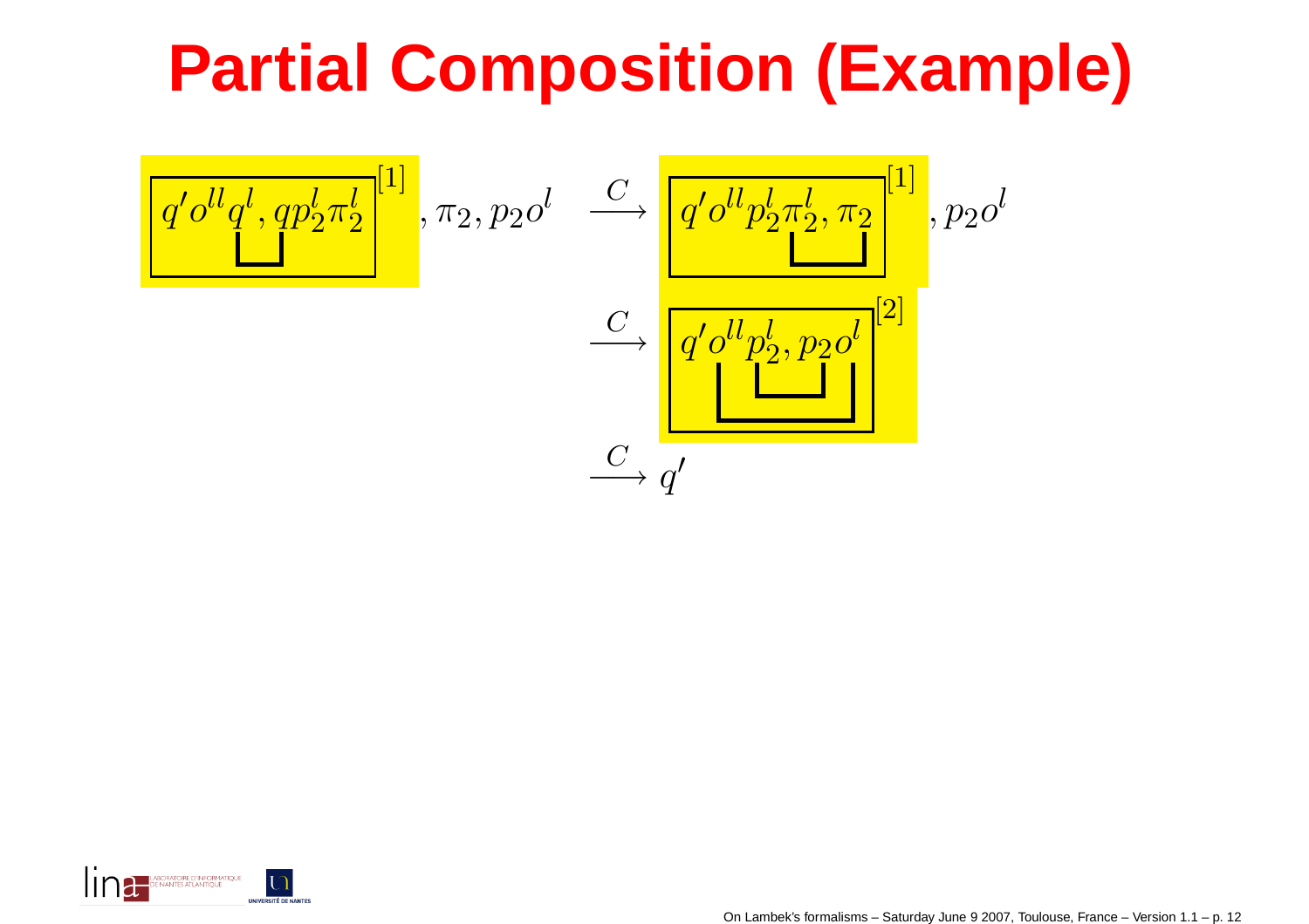# Partial Composition (Example)

$$\boxed{q' o^{ll} q^l, q p_2^l \pi_2^l}^{[1]}, \pi_2, p_2 o^l \xrightarrow{C} \boxed{q' o^{ll} p_2^l \pi_2^l, \pi_2}^{[1]}, p_2 o^l$$

$$\xrightarrow{C} \boxed{q' o^{ll} p_2^l, p_2 o^l}^{[2]}$$

$$\xrightarrow{C} q'$$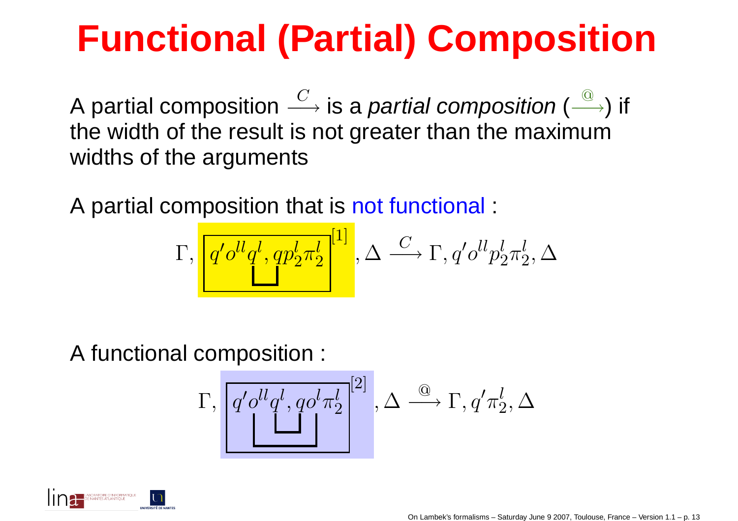# Functional (Partial) Composition

A partial composition $\xrightarrow{C}$ is a *partial composition* ($\xrightarrow{@}$) if the width of the result is not greater than the maximum widths of the arguments

A partial composition that is not functional :

$$\Gamma, \boxed{q' o^{ll} q^l, q p_2^l \pi_2^l}^{[1]}, \Delta \xrightarrow{C} \Gamma, q' o^{ll} p_2^l \pi_2^l, \Delta$$

A functional composition :

$$\Gamma, \boxed{q' o^{ll} q^l, q o^l \pi_2^l}^{[2]}, \Delta \xrightarrow{@} \Gamma, q' \pi_2^l, \Delta$$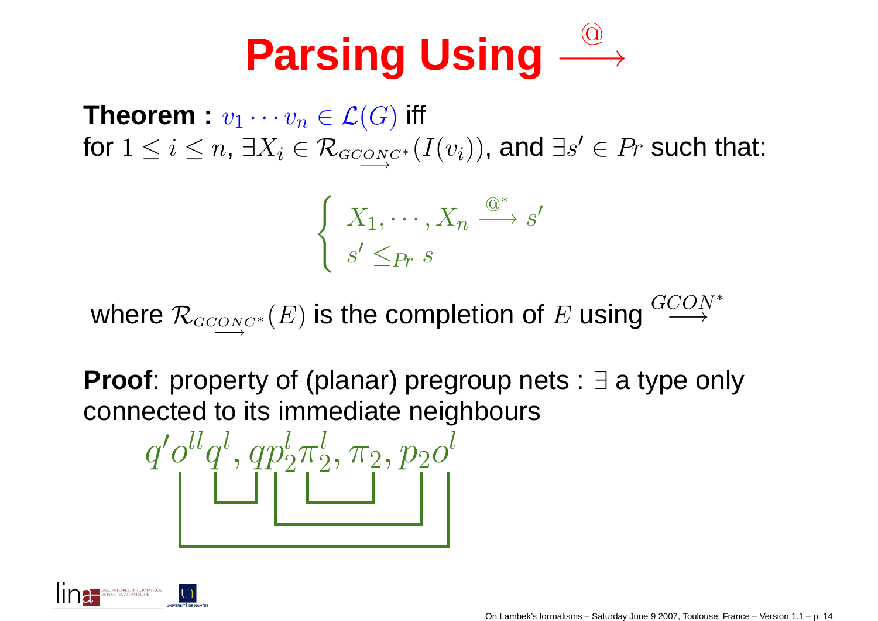# Parsing Using $\xrightarrow{@}$

**Theorem :** $v_1 \cdots v_n \in \mathcal{L}(G)$ iff
for $1 \leq i \leq n$, $\exists X_i \in \mathcal{R}_{\underrightarrow{GCON}^*}(I(v_i))$, and $\exists s' \in Pr$ such that:

$$\begin{cases} X_1, \cdots, X_n \xrightarrow{@^*} s' \\ s' \leq_{Pr} s \end{cases}$$

where $\mathcal{R}_{\underrightarrow{GCON}^*}(E)$ is the completion of $E$ using $\xrightarrow{GCON^*}$

**Proof**: property of (planar) pregroup nets : $\exists$ a type only connected to its immediate neighbours

$$q' o^{ll} q^l, q p_2^l \pi_2^l, \pi_2, p_2 o^l$$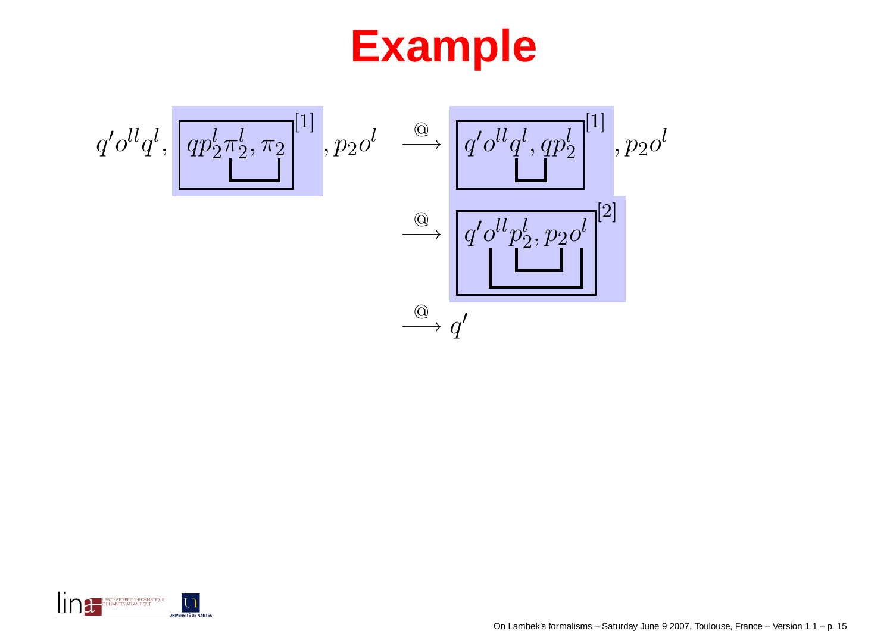# Example

$$q' o^{ll} q^l, \boxed{q p_2^l \pi_2^l, \pi_2}^{[1]}, p_2 o^l \xrightarrow{@} \boxed{q' o^{ll} q^l, q p_2^l}^{[1]}, p_2 o^l$$

$$\xrightarrow{@} \boxed{q' o^{ll} p_2^l, p_2 o^l}^{[2]}$$

$$\xrightarrow{@} q'$$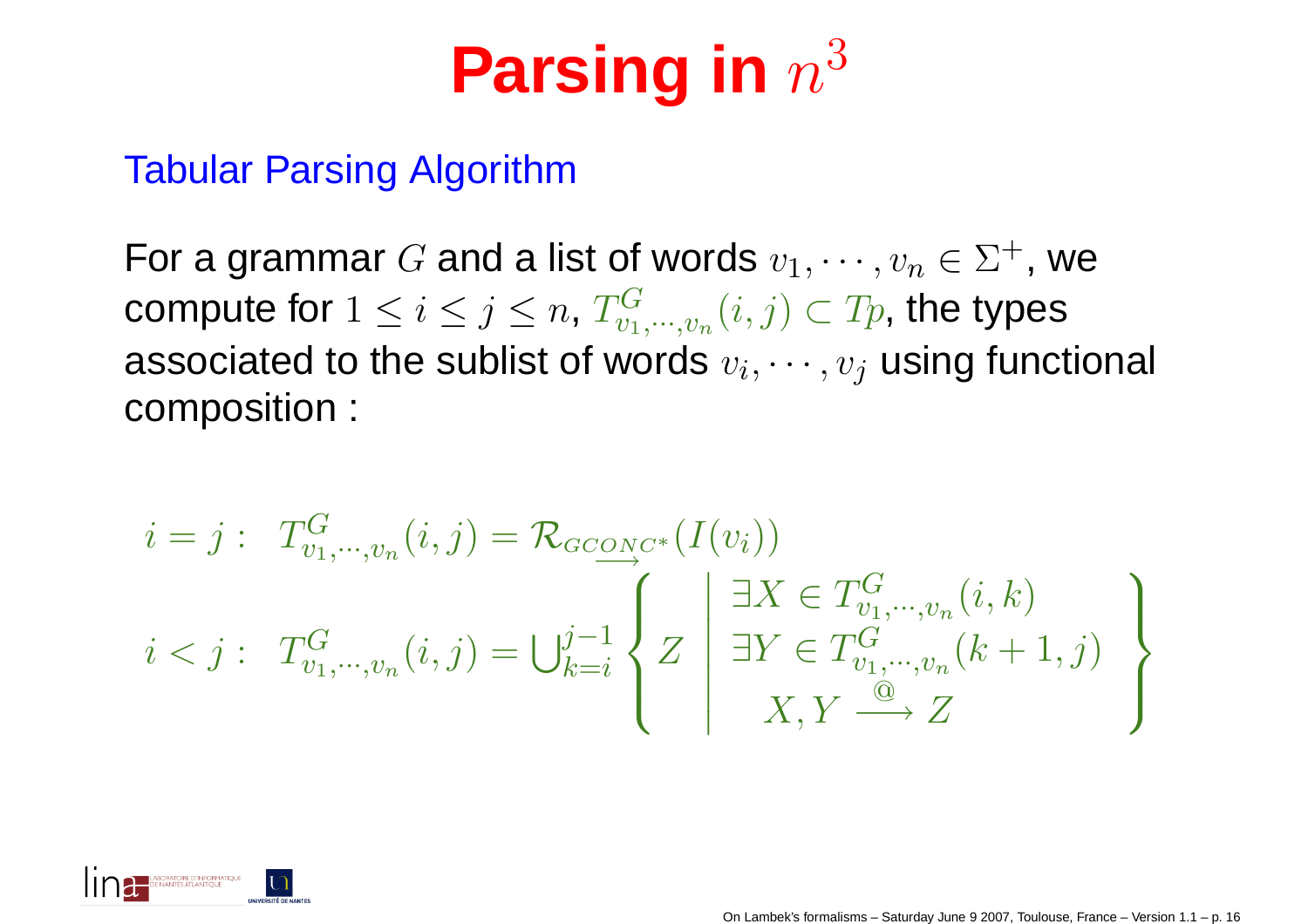# Parsing in $n^3$

## Tabular Parsing Algorithm

For a grammar $G$ and a list of words $v_1, \cdots, v_n \in \Sigma^+$, we compute for $1 \leq i \leq j \leq n$, $T^G_{v_1,\cdots,v_n}(i,j) \subset Tp$, the types associated to the sublist of words $v_i, \cdots, v_j$ using functional composition :

$$
\begin{array}{ll}
i = j: & T^G_{v_1,\cdots,v_n}(i,j) = \mathcal{R}_{\underrightarrow{GCONC^*}}(I(v_i)) \\
i < j: & T^G_{v_1,\cdots,v_n}(i,j) = \bigcup_{k=i}^{j-1} \left\{ Z \;\middle|\; \begin{array}{c} \exists X \in T^G_{v_1,\cdots,v_n}(i,k) \\ \exists Y \in T^G_{v_1,\cdots,v_n}(k+1,j) \\ X, Y \xrightarrow{@} Z \end{array} \right\}
\end{array}
$$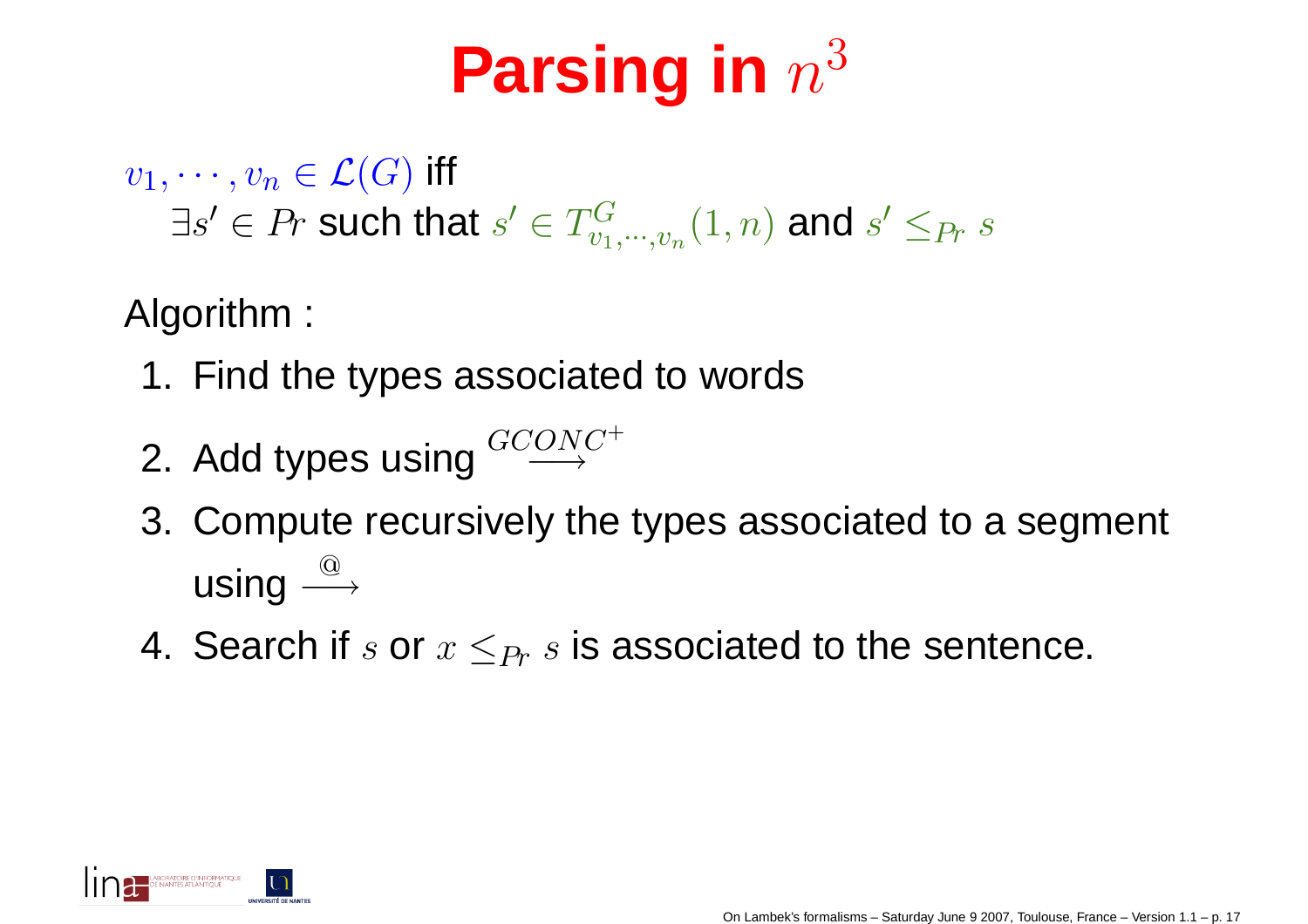# Parsing in $n^3$

$v_1, \cdots, v_n \in \mathcal{L}(G)$ iff
$\exists s' \in Pr$ such that $s' \in T^G_{v_1,\cdots,v_n}(1,n)$ and $s' \leq_{Pr} s$

Algorithm :

1. Find the types associated to words
2. Add types using $\stackrel{GCONC^+}{\longrightarrow}$
3. Compute recursively the types associated to a segment using $\stackrel{@}{\longrightarrow}$
4. Search if $s$ or $x \leq_{Pr} s$ is associated to the sentence.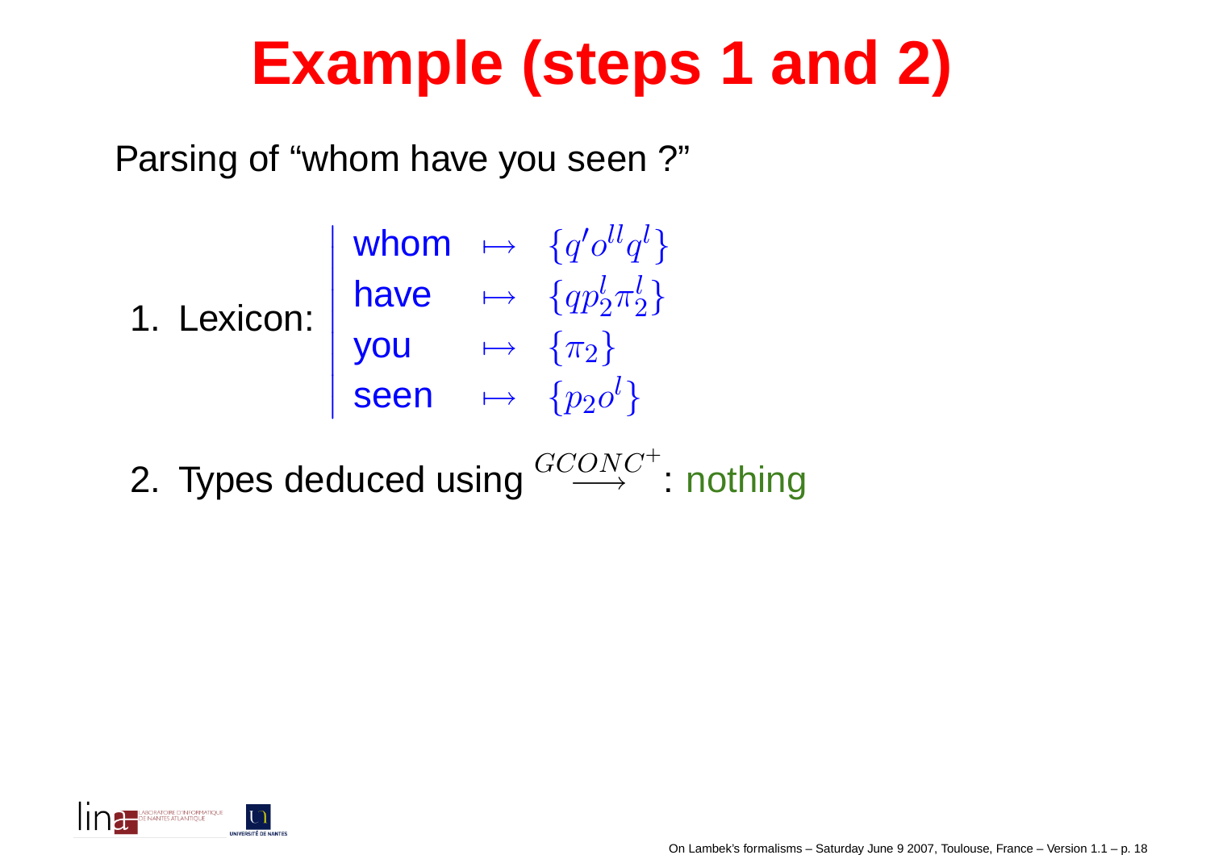# Example (steps 1 and 2)

Parsing of “whom have you seen ?”

1. Lexicon:

| | | |
|---|---|---|
| whom | $\mapsto$ | $\{q' o^{ll} q^l\}$ |
| have | $\mapsto$ | $\{q p_2^l \pi_2^l\}$ |
| you | $\mapsto$ | $\{\pi_2\}$ |
| seen | $\mapsto$ | $\{p_2 o^l\}$ |

2. Types deduced using $\stackrel{GCONC^+}{\longrightarrow}$: nothing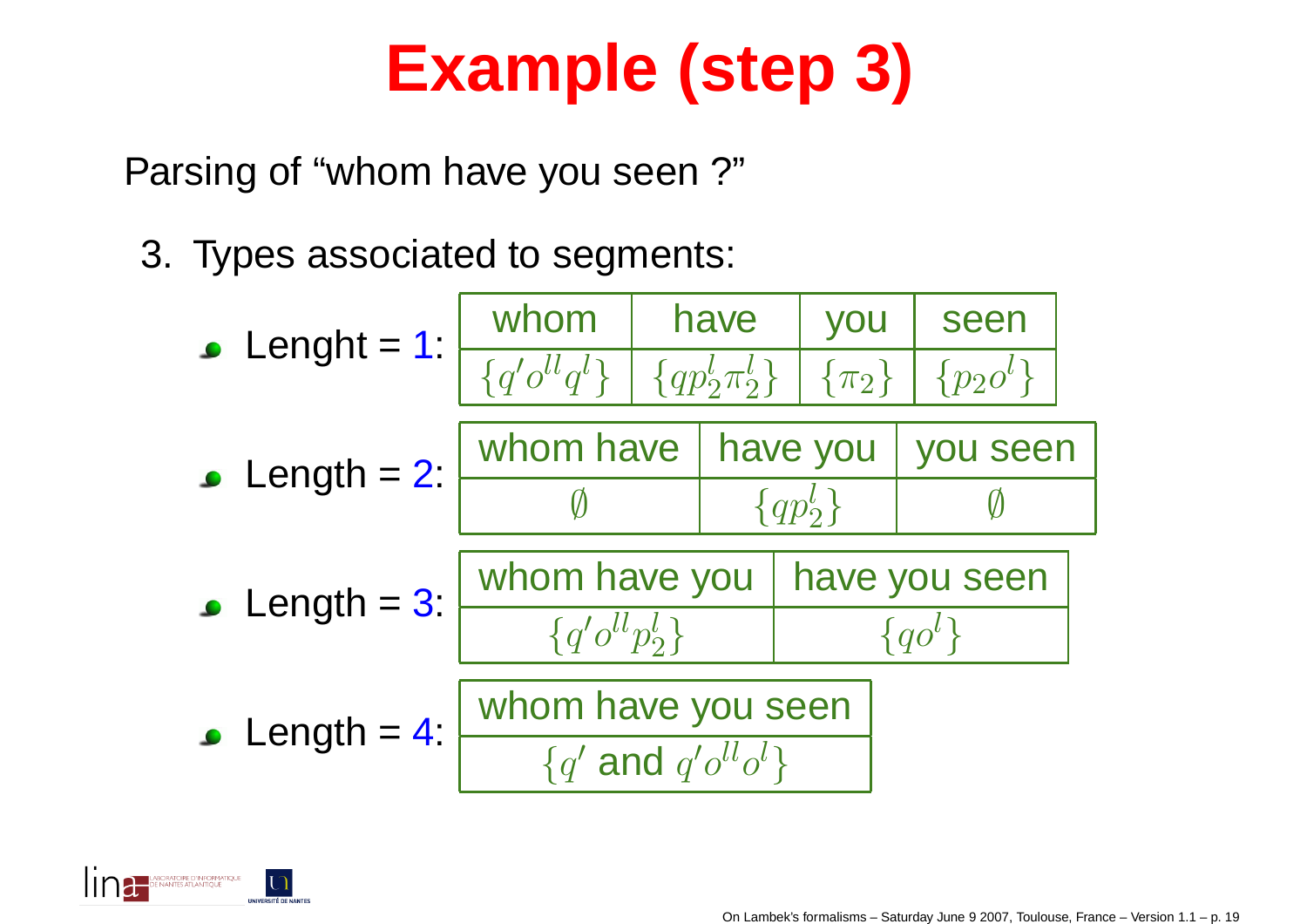# Example (step 3)

Parsing of "whom have you seen ?"

3. Types associated to segments:

- Lenght = 1:

| whom | have | you | seen |
|---|---|---|---|
| $\{q'o^{ll}q^l\}$ | $\{qp_2^l\pi_2^l\}$ | $\{\pi_2\}$ | $\{p_2o^l\}$ |

- Length = 2:

| whom have | have you | you seen |
|---|---|---|
| $\emptyset$ | $\{qp_2^l\}$ | $\emptyset$ |

- Length = 3:

| whom have you | have you seen |
|---|---|
| $\{q'o^{ll}p_2^l\}$ | $\{qo^l\}$ |

- Length = 4:

| whom have you seen |
|---|
| $\{q'$ and $q'o^{ll}o^l\}$ |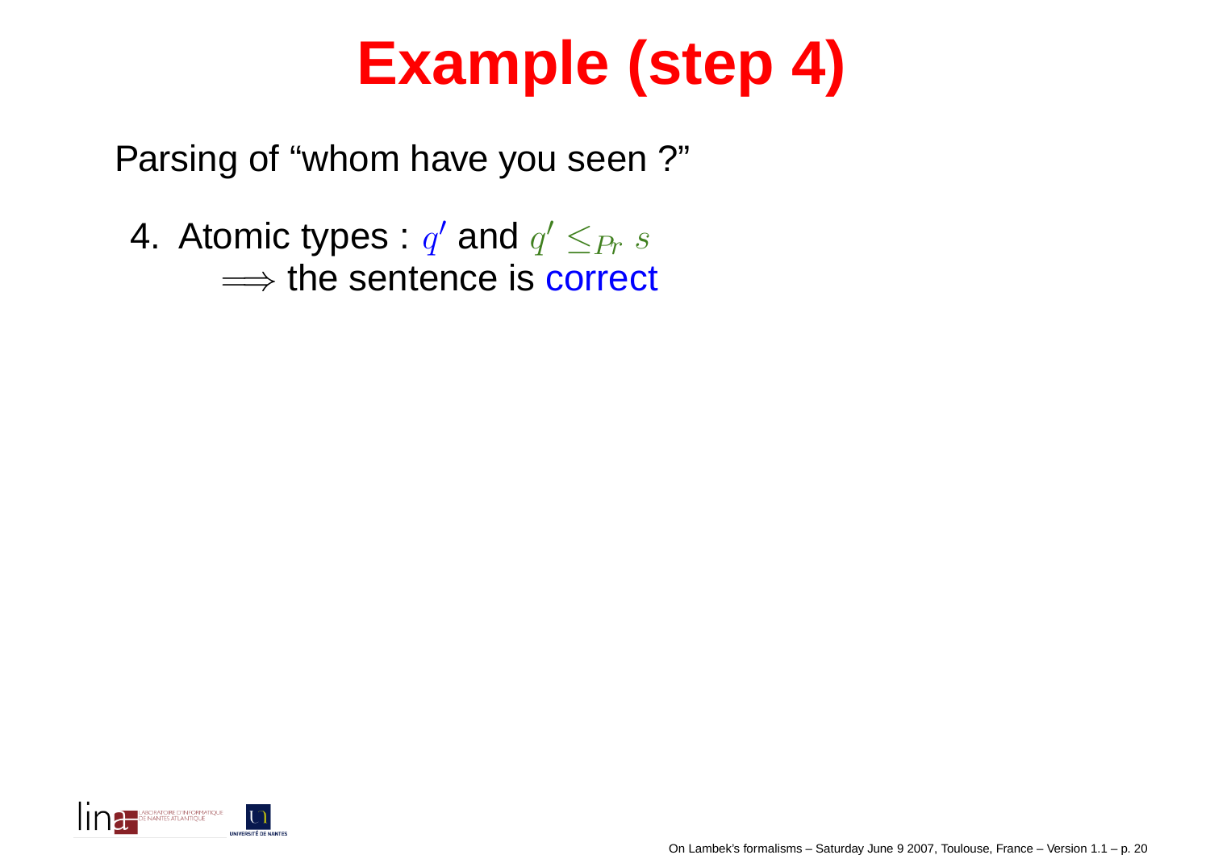# Example (step 4)

Parsing of “whom have you seen ?”

4. Atomic types : $q'$ and $q' \leq_{Pr} s$
   $\Longrightarrow$ the sentence is correct